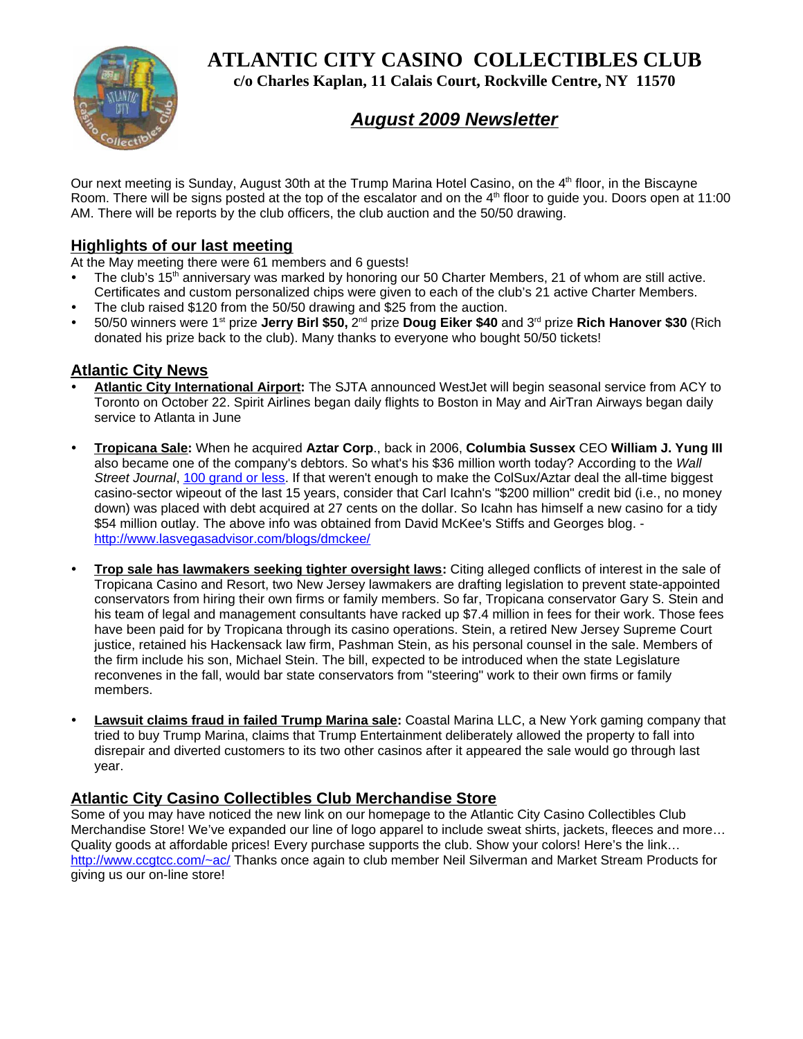# ATLANTIC CITY CASINO COLLECTIBLES CLUB

**c/o Charles Kaplan, 11 Calais Court, Rockville Centre, NY 11570**

## *August 2009 Newsletter*

Our next meeting is Sunday, August 30th at the Trump Marina Hotel Casino, on the 4th floor, in the Biscayne Room. There will be signs posted at the top of the escalator and on the 4th floor to guide you. Doors open at 11:00 AM. There will be reports by the club officers, the club auction and the 50/50 drawing.

## Highlights of our last meeting

At the May meeting there were 61 members and 6 guests!

- The club's 15th anniversary was marked by honoring our 50 Charter Members, 21 of whom are still active. Certificates and custom personalized chips were given to each of the club's 21 active Charter Members.
- The club raised $120 from the 50/50 drawing and $25 from the auction.
- 50/50 winners were 1st prize **Jerry Birl $50,** 2nd prize **Doug Eiker $40** and 3rd prize **Rich Hanover $30** (Rich donated his prize back to the club). Many thanks to everyone who bought 50/50 tickets!

## Atlantic City News

- **Atlantic City International Airport:** The SJTA announced WestJet will begin seasonal service from ACY to Toronto on October 22. Spirit Airlines began daily flights to Boston in May and AirTran Airways began daily service to Atlanta in June

- **Tropicana Sale:** When he acquired **Aztar Corp**., back in 2006, **Columbia Sussex** CEO **William J. Yung III** also became one of the company's debtors. So what's his $36 million worth today? According to the *Wall Street Journal*, 100 grand or less. If that weren't enough to make the ColSux/Aztar deal the all-time biggest casino-sector wipeout of the last 15 years, consider that Carl Icahn's "$200 million" credit bid (i.e., no money down) was placed with debt acquired at 27 cents on the dollar. So Icahn has himself a new casino for a tidy $54 million outlay. The above info was obtained from David McKee's Stiffs and Georges blog. - http://www.lasvegasadvisor.com/blogs/dmckee/

- **Trop sale has lawmakers seeking tighter oversight laws:** Citing alleged conflicts of interest in the sale of Tropicana Casino and Resort, two New Jersey lawmakers are drafting legislation to prevent state-appointed conservators from hiring their own firms or family members. So far, Tropicana conservator Gary S. Stein and his team of legal and management consultants have racked up $7.4 million in fees for their work. Those fees have been paid for by Tropicana through its casino operations. Stein, a retired New Jersey Supreme Court justice, retained his Hackensack law firm, Pashman Stein, as his personal counsel in the sale. Members of the firm include his son, Michael Stein. The bill, expected to be introduced when the state Legislature reconvenes in the fall, would bar state conservators from "steering" work to their own firms or family members.

- **Lawsuit claims fraud in failed Trump Marina sale:** Coastal Marina LLC, a New York gaming company that tried to buy Trump Marina, claims that Trump Entertainment deliberately allowed the property to fall into disrepair and diverted customers to its two other casinos after it appeared the sale would go through last year.

## Atlantic City Casino Collectibles Club Merchandise Store

Some of you may have noticed the new link on our homepage to the Atlantic City Casino Collectibles Club Merchandise Store! We've expanded our line of logo apparel to include sweat shirts, jackets, fleeces and more… Quality goods at affordable prices! Every purchase supports the club. Show your colors! Here's the link… http://www.ccgtcc.com/~ac/ Thanks once again to club member Neil Silverman and Market Stream Products for giving us our on-line store!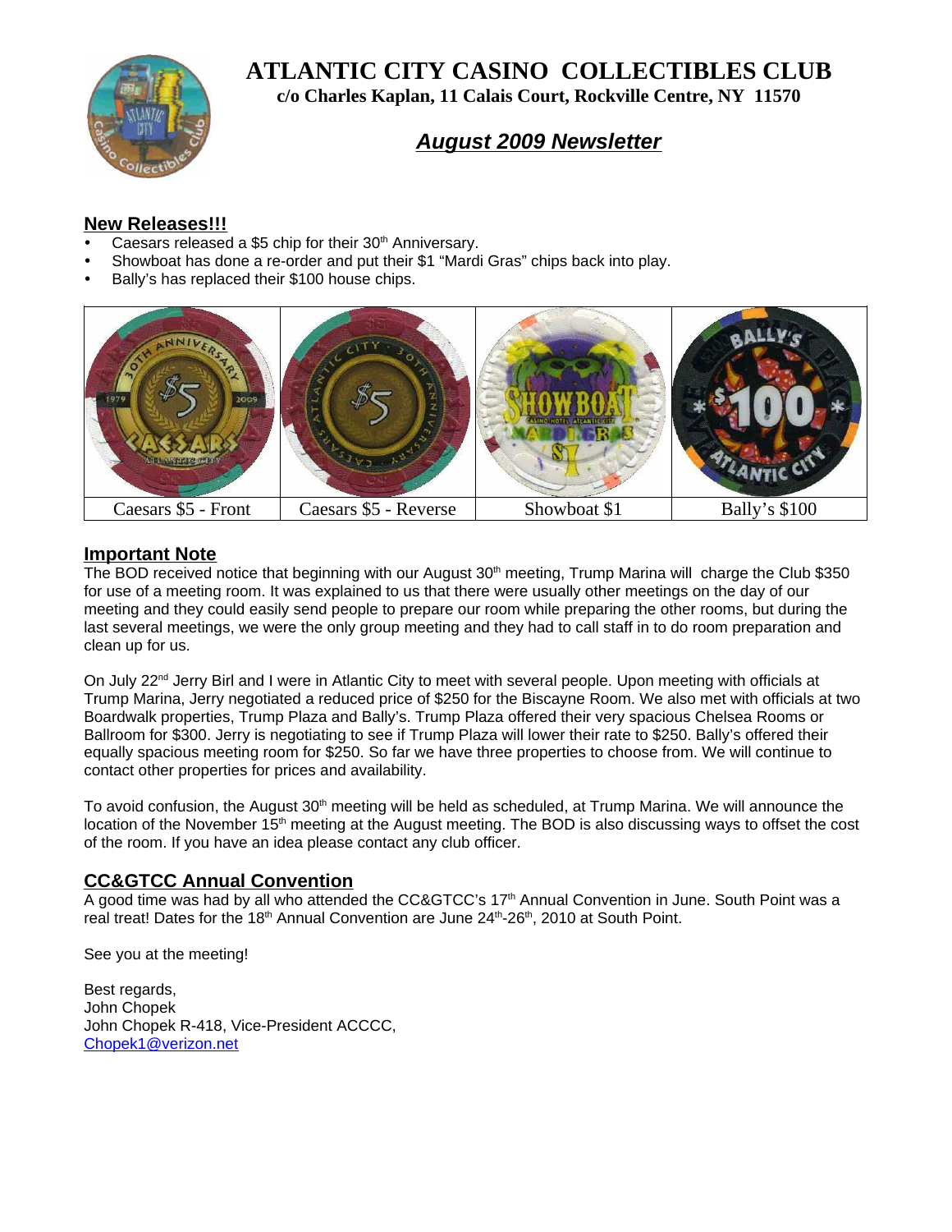# ATLANTIC CITY CASINO COLLECTIBLES CLUB

**c/o Charles Kaplan, 11 Calais Court, Rockville Centre, NY 11570**

## *August 2009 Newsletter*

### New Releases!!!

- Caesars released a $5 chip for their 30th Anniversary.
- Showboat has done a re-order and put their $1 "Mardi Gras" chips back into play.
- Bally's has replaced their $100 house chips.

| | | | |
|---|---|---|---|
| Caesars $5 - Front | Caesars $5 - Reverse | Showboat $1 | Bally's $100 |

### Important Note

The BOD received notice that beginning with our August 30th meeting, Trump Marina will charge the Club $350 for use of a meeting room. It was explained to us that there were usually other meetings on the day of our meeting and they could easily send people to prepare our room while preparing the other rooms, but during the last several meetings, we were the only group meeting and they had to call staff in to do room preparation and clean up for us.

On July 22nd Jerry Birl and I were in Atlantic City to meet with several people. Upon meeting with officials at Trump Marina, Jerry negotiated a reduced price of $250 for the Biscayne Room. We also met with officials at two Boardwalk properties, Trump Plaza and Bally's. Trump Plaza offered their very spacious Chelsea Rooms or Ballroom for $300. Jerry is negotiating to see if Trump Plaza will lower their rate to $250. Bally's offered their equally spacious meeting room for $250. So far we have three properties to choose from. We will continue to contact other properties for prices and availability.

To avoid confusion, the August 30th meeting will be held as scheduled, at Trump Marina. We will announce the location of the November 15th meeting at the August meeting. The BOD is also discussing ways to offset the cost of the room. If you have an idea please contact any club officer.

### CC&GTCC Annual Convention

A good time was had by all who attended the CC&GTCC's 17th Annual Convention in June. South Point was a real treat! Dates for the 18th Annual Convention are June 24th-26th, 2010 at South Point.

See you at the meeting!

Best regards,
John Chopek
John Chopek R-418, Vice-President ACCCC,
Chopek1@verizon.net